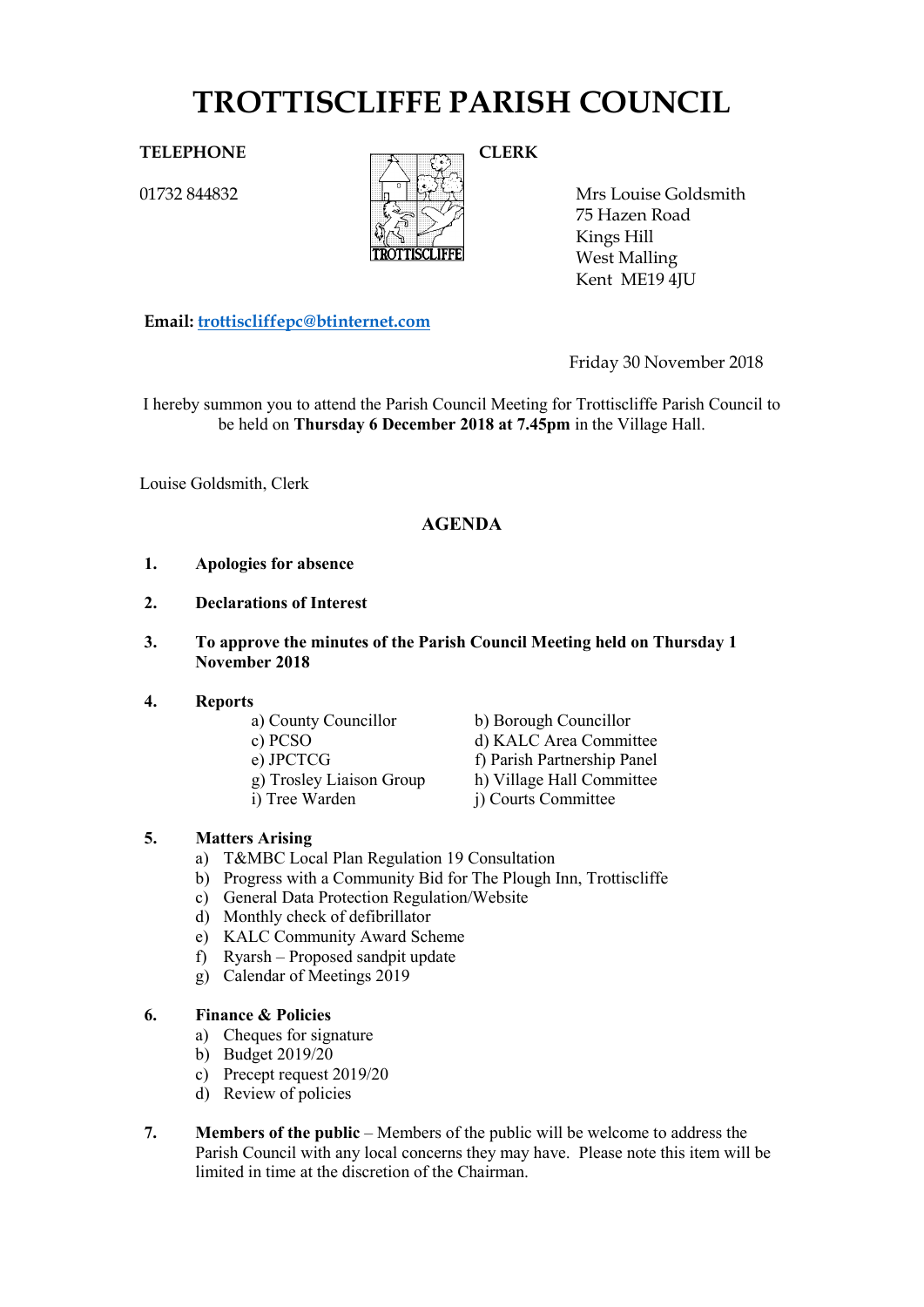# TROTTISCLIFFE PARISH COUNCIL

**TELEPHONE**

01732 844832

**CLERK**

Mrs Louise Goldsmith
75 Hazen Road
Kings Hill
West Malling
Kent ME19 4JU

**Email:** trottiscliffepc@btinternet.com

Friday 30 November 2018

I hereby summon you to attend the Parish Council Meeting for Trottiscliffe Parish Council to be held on **Thursday 6 December 2018 at 7.45pm** in the Village Hall.

Louise Goldsmith, Clerk

## AGENDA

1. **Apologies for absence**

2. **Declarations of Interest**

3. **To approve the minutes of the Parish Council Meeting held on Thursday 1 November 2018**

4. **Reports**
   - a) County Councillor
   - b) Borough Councillor
   - c) PCSO
   - d) KALC Area Committee
   - e) JPCTCG
   - f) Parish Partnership Panel
   - g) Trosley Liaison Group
   - h) Village Hall Committee
   - i) Tree Warden
   - j) Courts Committee

5. **Matters Arising**
   - a) T&MBC Local Plan Regulation 19 Consultation
   - b) Progress with a Community Bid for The Plough Inn, Trottiscliffe
   - c) General Data Protection Regulation/Website
   - d) Monthly check of defibrillator
   - e) KALC Community Award Scheme
   - f) Ryarsh – Proposed sandpit update
   - g) Calendar of Meetings 2019

6. **Finance & Policies**
   - a) Cheques for signature
   - b) Budget 2019/20
   - c) Precept request 2019/20
   - d) Review of policies

7. **Members of the public** – Members of the public will be welcome to address the Parish Council with any local concerns they may have. Please note this item will be limited in time at the discretion of the Chairman.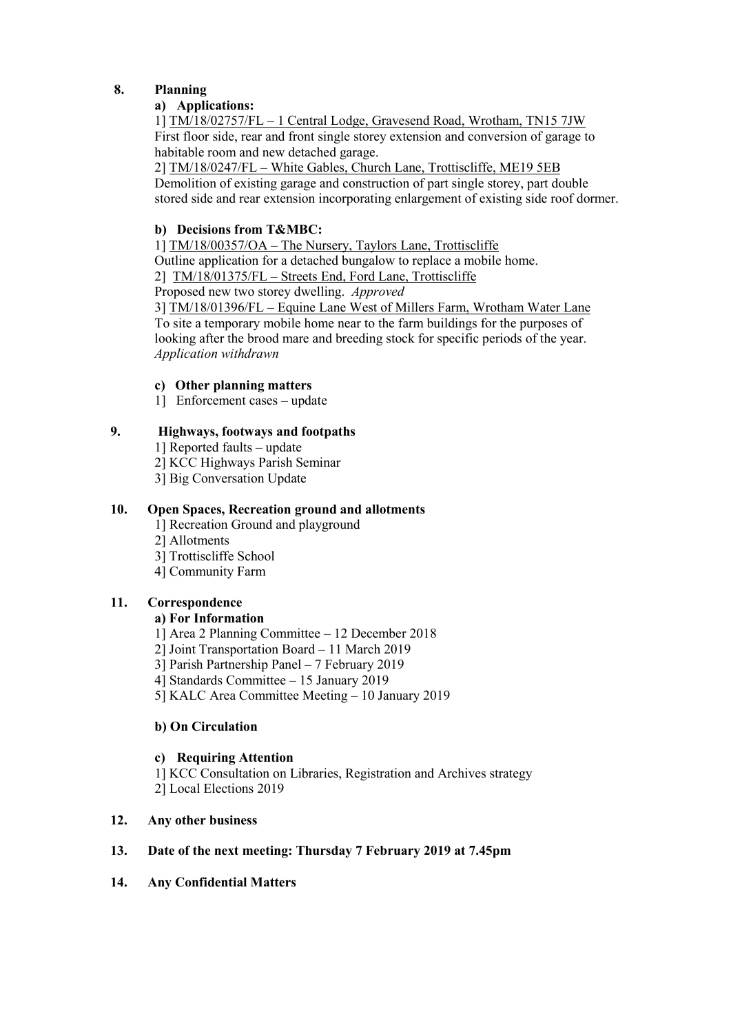**8. Planning**

**a) Applications:**

1] TM/18/02757/FL – 1 Central Lodge, Gravesend Road, Wrotham, TN15 7JW
First floor side, rear and front single storey extension and conversion of garage to habitable room and new detached garage.

2] TM/18/0247/FL – White Gables, Church Lane, Trottiscliffe, ME19 5EB
Demolition of existing garage and construction of part single storey, part double stored side and rear extension incorporating enlargement of existing side roof dormer.

**b) Decisions from T&MBC:**

1] TM/18/00357/OA – The Nursery, Taylors Lane, Trottiscliffe
Outline application for a detached bungalow to replace a mobile home.

2] TM/18/01375/FL – Streets End, Ford Lane, Trottiscliffe
Proposed new two storey dwelling. *Approved*

3] TM/18/01396/FL – Equine Lane West of Millers Farm, Wrotham Water Lane
To site a temporary mobile home near to the farm buildings for the purposes of looking after the brood mare and breeding stock for specific periods of the year. *Application withdrawn*

**c) Other planning matters**

1] Enforcement cases – update

**9. Highways, footways and footpaths**

1] Reported faults – update
2] KCC Highways Parish Seminar
3] Big Conversation Update

**10. Open Spaces, Recreation ground and allotments**

1] Recreation Ground and playground
2] Allotments
3] Trottiscliffe School
4] Community Farm

**11. Correspondence**

**a) For Information**

1] Area 2 Planning Committee – 12 December 2018
2] Joint Transportation Board – 11 March 2019
3] Parish Partnership Panel – 7 February 2019
4] Standards Committee – 15 January 2019
5] KALC Area Committee Meeting – 10 January 2019

**b) On Circulation**

**c) Requiring Attention**

1] KCC Consultation on Libraries, Registration and Archives strategy
2] Local Elections 2019

**12. Any other business**

**13. Date of the next meeting: Thursday 7 February 2019 at 7.45pm**

**14. Any Confidential Matters**